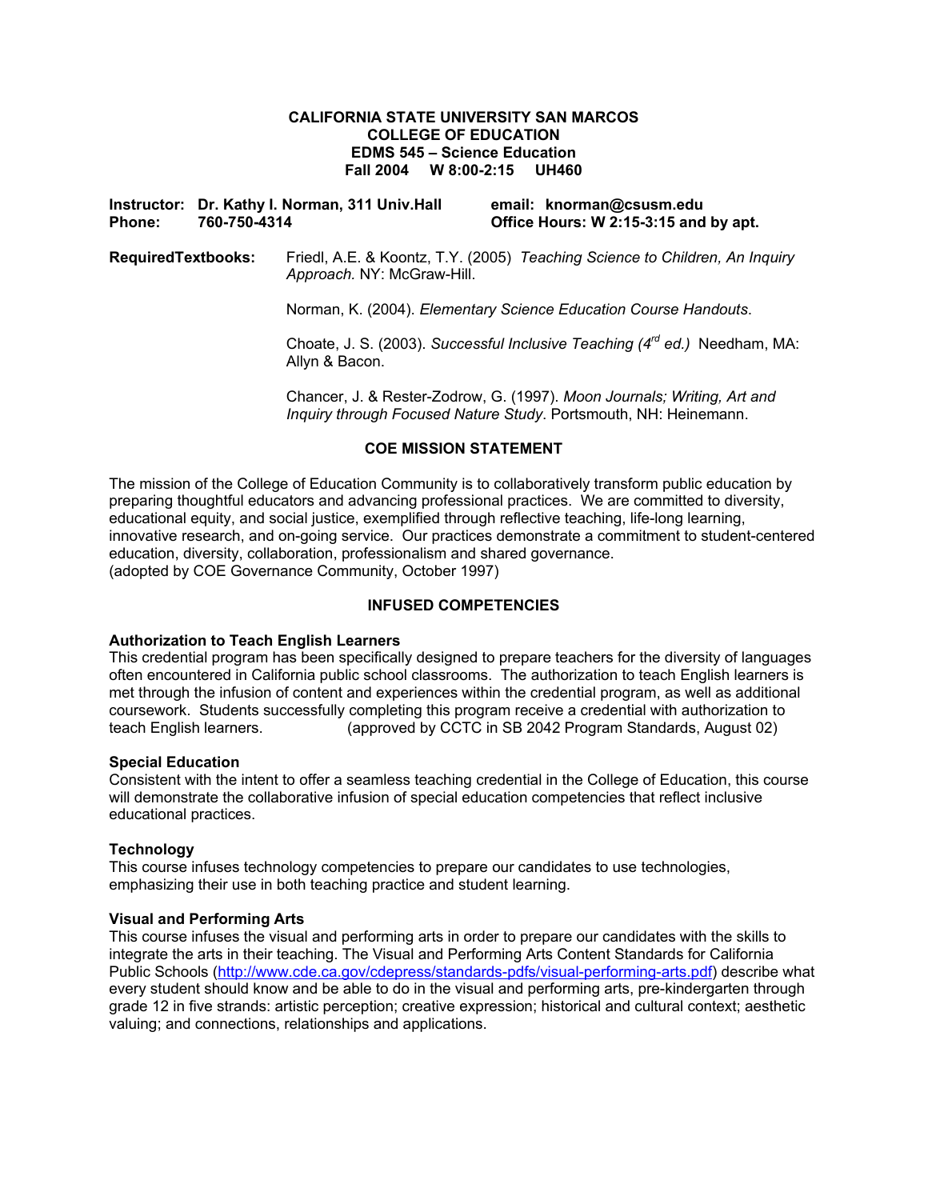**CALIFORNIA STATE UNIVERSITY SAN MARCOS**
**COLLEGE OF EDUCATION**
**EDMS 545 – Science Education**
**Fall 2004 W 8:00-2:15 UH460**

**Instructor: Dr. Kathy I. Norman, 311 Univ.Hall** **email: knorman@csusm.edu**
**Phone: 760-750-4314** **Office Hours: W 2:15-3:15 and by apt.**

**RequiredTextbooks:** Friedl, A.E. & Koontz, T.Y. (2005) *Teaching Science to Children, An Inquiry Approach.* NY: McGraw-Hill.

Norman, K. (2004). *Elementary Science Education Course Handouts*.

Choate, J. S. (2003). *Successful Inclusive Teaching (4rd ed.)* Needham, MA: Allyn & Bacon.

Chancer, J. & Rester-Zodrow, G. (1997). *Moon Journals; Writing, Art and Inquiry through Focused Nature Study*. Portsmouth, NH: Heinemann.

## COE MISSION STATEMENT

The mission of the College of Education Community is to collaboratively transform public education by preparing thoughtful educators and advancing professional practices. We are committed to diversity, educational equity, and social justice, exemplified through reflective teaching, life-long learning, innovative research, and on-going service. Our practices demonstrate a commitment to student-centered education, diversity, collaboration, professionalism and shared governance.
(adopted by COE Governance Community, October 1997)

## INFUSED COMPETENCIES

### Authorization to Teach English Learners

This credential program has been specifically designed to prepare teachers for the diversity of languages often encountered in California public school classrooms. The authorization to teach English learners is met through the infusion of content and experiences within the credential program, as well as additional coursework. Students successfully completing this program receive a credential with authorization to teach English learners. (approved by CCTC in SB 2042 Program Standards, August 02)

### Special Education

Consistent with the intent to offer a seamless teaching credential in the College of Education, this course will demonstrate the collaborative infusion of special education competencies that reflect inclusive educational practices.

### Technology

This course infuses technology competencies to prepare our candidates to use technologies, emphasizing their use in both teaching practice and student learning.

### Visual and Performing Arts

This course infuses the visual and performing arts in order to prepare our candidates with the skills to integrate the arts in their teaching. The Visual and Performing Arts Content Standards for California Public Schools (http://www.cde.ca.gov/cdepress/standards-pdfs/visual-performing-arts.pdf) describe what every student should know and be able to do in the visual and performing arts, pre-kindergarten through grade 12 in five strands: artistic perception; creative expression; historical and cultural context; aesthetic valuing; and connections, relationships and applications.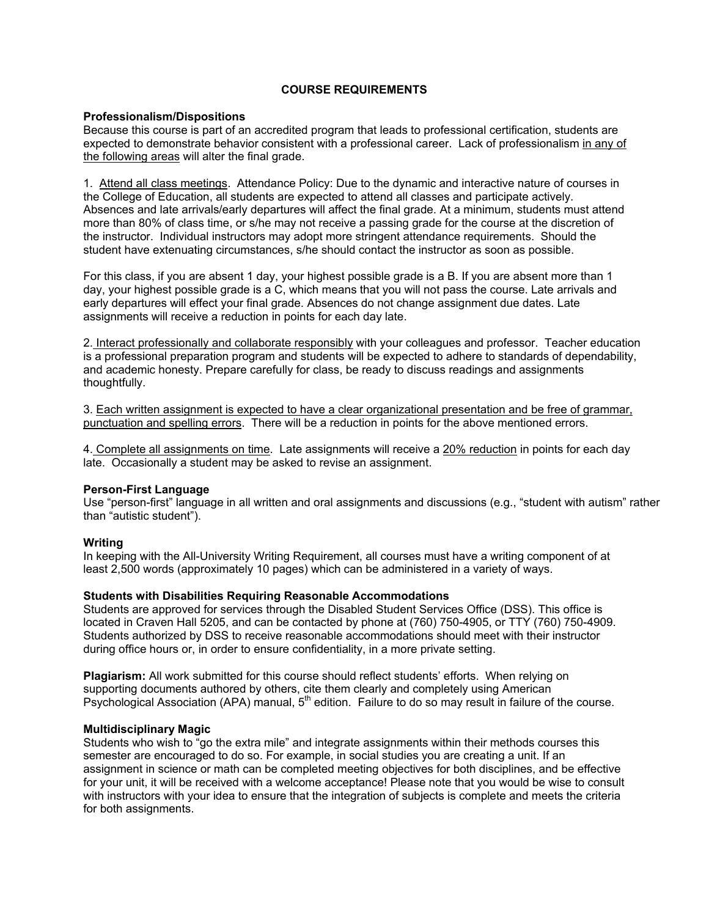## COURSE REQUIREMENTS

### Professionalism/Dispositions

Because this course is part of an accredited program that leads to professional certification, students are expected to demonstrate behavior consistent with a professional career. Lack of professionalism <u>in any of the following areas</u> will alter the final grade.

1. <u>Attend all class meetings</u>. Attendance Policy: Due to the dynamic and interactive nature of courses in the College of Education, all students are expected to attend all classes and participate actively. Absences and late arrivals/early departures will affect the final grade. At a minimum, students must attend more than 80% of class time, or s/he may not receive a passing grade for the course at the discretion of the instructor. Individual instructors may adopt more stringent attendance requirements. Should the student have extenuating circumstances, s/he should contact the instructor as soon as possible.

   For this class, if you are absent 1 day, your highest possible grade is a B. If you are absent more than 1 day, your highest possible grade is a C, which means that you will not pass the course. Late arrivals and early departures will effect your final grade. Absences do not change assignment due dates. Late assignments will receive a reduction in points for each day late.

2. <u>Interact professionally and collaborate responsibly</u> with your colleagues and professor. Teacher education is a professional preparation program and students will be expected to adhere to standards of dependability, and academic honesty. Prepare carefully for class, be ready to discuss readings and assignments thoughtfully.

3. <u>Each written assignment is expected to have a clear organizational presentation and be free of grammar, punctuation and spelling errors</u>. There will be a reduction in points for the above mentioned errors.

4. <u>Complete all assignments on time</u>. Late assignments will receive a <u>20% reduction</u> in points for each day late. Occasionally a student may be asked to revise an assignment.

### Person-First Language

Use "person-first" language in all written and oral assignments and discussions (e.g., "student with autism" rather than "autistic student").

### Writing

In keeping with the All-University Writing Requirement, all courses must have a writing component of at least 2,500 words (approximately 10 pages) which can be administered in a variety of ways.

### Students with Disabilities Requiring Reasonable Accommodations

Students are approved for services through the Disabled Student Services Office (DSS). This office is located in Craven Hall 5205, and can be contacted by phone at (760) 750-4905, or TTY (760) 750-4909. Students authorized by DSS to receive reasonable accommodations should meet with their instructor during office hours or, in order to ensure confidentiality, in a more private setting.

**Plagiarism:** All work submitted for this course should reflect students' efforts. When relying on supporting documents authored by others, cite them clearly and completely using American Psychological Association (APA) manual, 5th edition. Failure to do so may result in failure of the course.

### Multidisciplinary Magic

Students who wish to "go the extra mile" and integrate assignments within their methods courses this semester are encouraged to do so. For example, in social studies you are creating a unit. If an assignment in science or math can be completed meeting objectives for both disciplines, and be effective for your unit, it will be received with a welcome acceptance! Please note that you would be wise to consult with instructors with your idea to ensure that the integration of subjects is complete and meets the criteria for both assignments.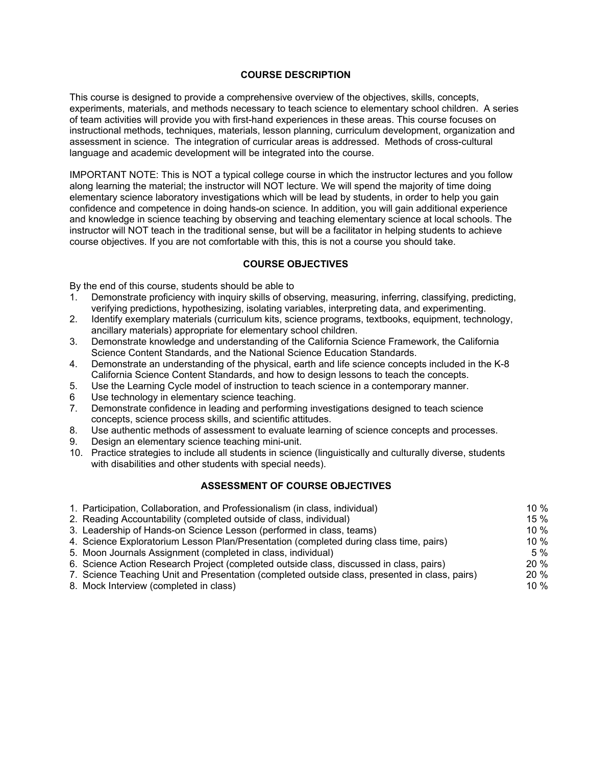## COURSE DESCRIPTION

This course is designed to provide a comprehensive overview of the objectives, skills, concepts, experiments, materials, and methods necessary to teach science to elementary school children. A series of team activities will provide you with first-hand experiences in these areas. This course focuses on instructional methods, techniques, materials, lesson planning, curriculum development, organization and assessment in science. The integration of curricular areas is addressed. Methods of cross-cultural language and academic development will be integrated into the course.

IMPORTANT NOTE: This is NOT a typical college course in which the instructor lectures and you follow along learning the material; the instructor will NOT lecture. We will spend the majority of time doing elementary science laboratory investigations which will be lead by students, in order to help you gain confidence and competence in doing hands-on science. In addition, you will gain additional experience and knowledge in science teaching by observing and teaching elementary science at local schools. The instructor will NOT teach in the traditional sense, but will be a facilitator in helping students to achieve course objectives. If you are not comfortable with this, this is not a course you should take.

## COURSE OBJECTIVES

By the end of this course, students should be able to

1. Demonstrate proficiency with inquiry skills of observing, measuring, inferring, classifying, predicting, verifying predictions, hypothesizing, isolating variables, interpreting data, and experimenting.
2. Identify exemplary materials (curriculum kits, science programs, textbooks, equipment, technology, ancillary materials) appropriate for elementary school children.
3. Demonstrate knowledge and understanding of the California Science Framework, the California Science Content Standards, and the National Science Education Standards.
4. Demonstrate an understanding of the physical, earth and life science concepts included in the K-8 California Science Content Standards, and how to design lessons to teach the concepts.
5. Use the Learning Cycle model of instruction to teach science in a contemporary manner.
6. Use technology in elementary science teaching.
7. Demonstrate confidence in leading and performing investigations designed to teach science concepts, science process skills, and scientific attitudes.
8. Use authentic methods of assessment to evaluate learning of science concepts and processes.
9. Design an elementary science teaching mini-unit.
10. Practice strategies to include all students in science (linguistically and culturally diverse, students with disabilities and other students with special needs).

## ASSESSMENT OF COURSE OBJECTIVES

| Assessment | Weight |
|---|---|
| 1. Participation, Collaboration, and Professionalism (in class, individual) | 10 % |
| 2. Reading Accountability (completed outside of class, individual) | 15 % |
| 3. Leadership of Hands-on Science Lesson (performed in class, teams) | 10 % |
| 4. Science Exploratorium Lesson Plan/Presentation (completed during class time, pairs) | 10 % |
| 5. Moon Journals Assignment (completed in class, individual) | 5 % |
| 6. Science Action Research Project (completed outside class, discussed in class, pairs) | 20 % |
| 7. Science Teaching Unit and Presentation (completed outside class, presented in class, pairs) | 20 % |
| 8. Mock Interview (completed in class) | 10 % |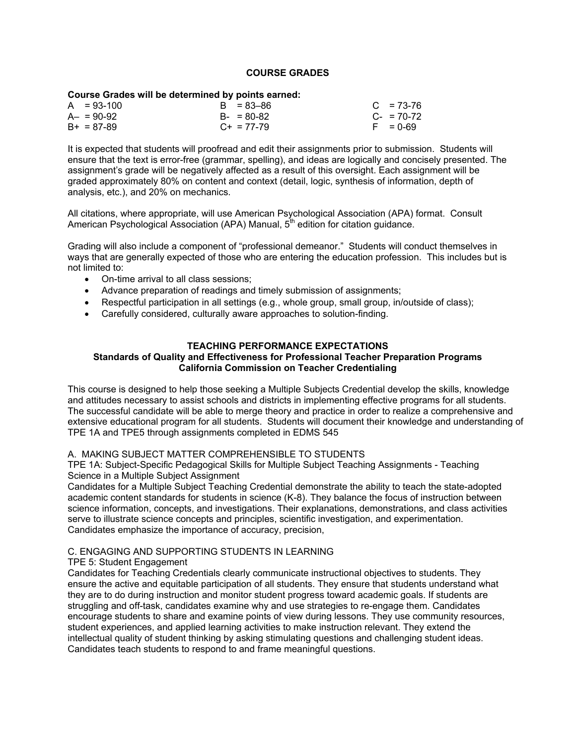## COURSE GRADES

**Course Grades will be determined by points earned:**

| | | |
|---|---|---|
| A = 93-100 | B = 83–86 | C = 73-76 |
| A– = 90-92 | B- = 80-82 | C- = 70-72 |
| B+ = 87-89 | C+ = 77-79 | F = 0-69 |

It is expected that students will proofread and edit their assignments prior to submission. Students will ensure that the text is error-free (grammar, spelling), and ideas are logically and concisely presented. The assignment's grade will be negatively affected as a result of this oversight. Each assignment will be graded approximately 80% on content and context (detail, logic, synthesis of information, depth of analysis, etc.), and 20% on mechanics.

All citations, where appropriate, will use American Psychological Association (APA) format. Consult American Psychological Association (APA) Manual, 5th edition for citation guidance.

Grading will also include a component of "professional demeanor." Students will conduct themselves in ways that are generally expected of those who are entering the education profession. This includes but is not limited to:

- On-time arrival to all class sessions;
- Advance preparation of readings and timely submission of assignments;
- Respectful participation in all settings (e.g., whole group, small group, in/outside of class);
- Carefully considered, culturally aware approaches to solution-finding.

## TEACHING PERFORMANCE EXPECTATIONS
### Standards of Quality and Effectiveness for Professional Teacher Preparation Programs
### California Commission on Teacher Credentialing

This course is designed to help those seeking a Multiple Subjects Credential develop the skills, knowledge and attitudes necessary to assist schools and districts in implementing effective programs for all students. The successful candidate will be able to merge theory and practice in order to realize a comprehensive and extensive educational program for all students. Students will document their knowledge and understanding of TPE 1A and TPE5 through assignments completed in EDMS 545

A. MAKING SUBJECT MATTER COMPREHENSIBLE TO STUDENTS
TPE 1A: Subject-Specific Pedagogical Skills for Multiple Subject Teaching Assignments - Teaching Science in a Multiple Subject Assignment
Candidates for a Multiple Subject Teaching Credential demonstrate the ability to teach the state-adopted academic content standards for students in science (K-8). They balance the focus of instruction between science information, concepts, and investigations. Their explanations, demonstrations, and class activities serve to illustrate science concepts and principles, scientific investigation, and experimentation. Candidates emphasize the importance of accuracy, precision,

C. ENGAGING AND SUPPORTING STUDENTS IN LEARNING
TPE 5: Student Engagement
Candidates for Teaching Credentials clearly communicate instructional objectives to students. They ensure the active and equitable participation of all students. They ensure that students understand what they are to do during instruction and monitor student progress toward academic goals. If students are struggling and off-task, candidates examine why and use strategies to re-engage them. Candidates encourage students to share and examine points of view during lessons. They use community resources, student experiences, and applied learning activities to make instruction relevant. They extend the intellectual quality of student thinking by asking stimulating questions and challenging student ideas. Candidates teach students to respond to and frame meaningful questions.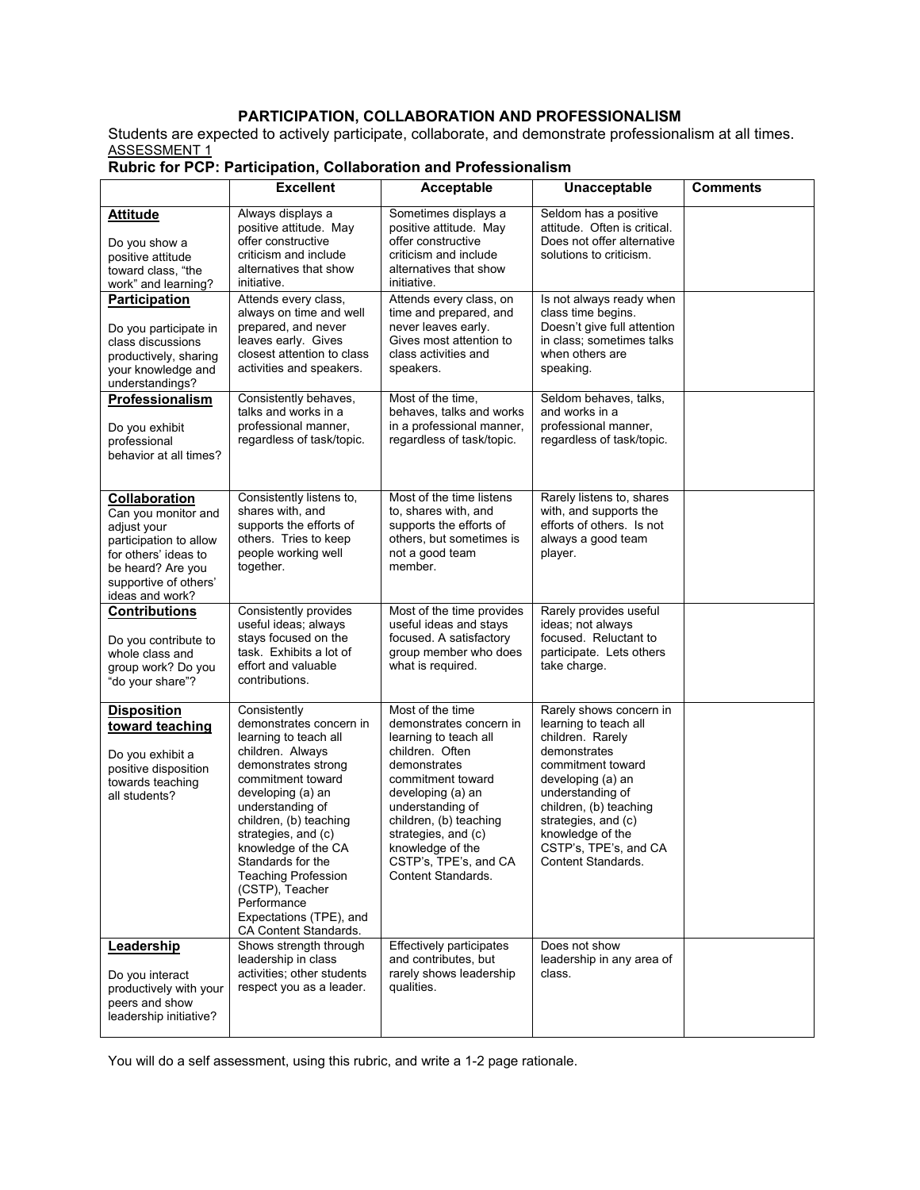## PARTICIPATION, COLLABORATION AND PROFESSIONALISM

Students are expected to actively participate, collaborate, and demonstrate professionalism at all times.

ASSESSMENT 1

### Rubric for PCP: Participation, Collaboration and Professionalism

| | Excellent | Acceptable | Unacceptable | Comments |
|---|---|---|---|---|
| **Attitude**<br><br>Do you show a positive attitude toward class, "the work" and learning? | Always displays a positive attitude. May offer constructive criticism and include alternatives that show initiative. | Sometimes displays a positive attitude. May offer constructive criticism and include alternatives that show initiative. | Seldom has a positive attitude. Often is critical. Does not offer alternative solutions to criticism. | |
| **Participation**<br><br>Do you participate in class discussions productively, sharing your knowledge and understandings? | Attends every class, always on time and well prepared, and never leaves early. Gives closest attention to class activities and speakers. | Attends every class, on time and prepared, and never leaves early. Gives most attention to class activities and speakers. | Is not always ready when class time begins. Doesn't give full attention in class; sometimes talks when others are speaking. | |
| **Professionalism**<br><br>Do you exhibit professional behavior at all times? | Consistently behaves, talks and works in a professional manner, regardless of task/topic. | Most of the time, behaves, talks and works in a professional manner, regardless of task/topic. | Seldom behaves, talks, and works in a professional manner, regardless of task/topic. | |
| **Collaboration**<br>Can you monitor and adjust your participation to allow for others' ideas to be heard? Are you supportive of others' ideas and work? | Consistently listens to, shares with, and supports the efforts of others. Tries to keep people working well together. | Most of the time listens to, shares with, and supports the efforts of others, but sometimes is not a good team member. | Rarely listens to, shares with, and supports the efforts of others. Is not always a good team player. | |
| **Contributions**<br><br>Do you contribute to whole class and group work? Do you "do your share"? | Consistently provides useful ideas; always stays focused on the task. Exhibits a lot of effort and valuable contributions. | Most of the time provides useful ideas and stays focused. A satisfactory group member who does what is required. | Rarely provides useful ideas; not always focused. Reluctant to participate. Lets others take charge. | |
| **Disposition toward teaching**<br><br>Do you exhibit a positive disposition towards teaching all students? | Consistently demonstrates concern in learning to teach all children. Always demonstrates strong commitment toward developing (a) an understanding of children, (b) teaching strategies, and (c) knowledge of the CA Standards for the Teaching Profession (CSTP), Teacher Performance Expectations (TPE), and CA Content Standards. | Most of the time demonstrates concern in learning to teach all children. Often demonstrates commitment toward developing (a) an understanding of children, (b) teaching strategies, and (c) knowledge of the CSTP's, TPE's, and CA Content Standards. | Rarely shows concern in learning to teach all children. Rarely demonstrates commitment toward developing (a) an understanding of children, (b) teaching strategies, and (c) knowledge of the CSTP's, TPE's, and CA Content Standards. | |
| **Leadership**<br><br>Do you interact productively with your peers and show leadership initiative? | Shows strength through leadership in class activities; other students respect you as a leader. | Effectively participates and contributes, but rarely shows leadership qualities. | Does not show leadership in any area of class. | |

You will do a self assessment, using this rubric, and write a 1-2 page rationale.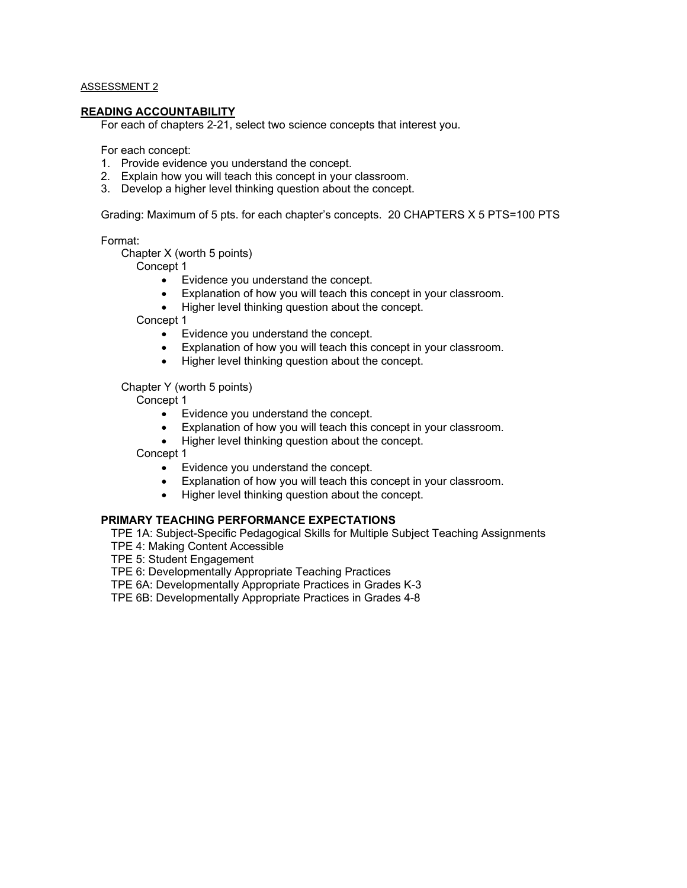ASSESSMENT 2

**READING ACCOUNTABILITY**

For each of chapters 2-21, select two science concepts that interest you.

For each concept:

1. Provide evidence you understand the concept.
2. Explain how you will teach this concept in your classroom.
3. Develop a higher level thinking question about the concept.

Grading: Maximum of 5 pts. for each chapter's concepts. 20 CHAPTERS X 5 PTS=100 PTS

Format:

Chapter X (worth 5 points)

Concept 1

- Evidence you understand the concept.
- Explanation of how you will teach this concept in your classroom.
- Higher level thinking question about the concept.

Concept 1

- Evidence you understand the concept.
- Explanation of how you will teach this concept in your classroom.
- Higher level thinking question about the concept.

Chapter Y (worth 5 points)

Concept 1

- Evidence you understand the concept.
- Explanation of how you will teach this concept in your classroom.
- Higher level thinking question about the concept.

Concept 1

- Evidence you understand the concept.
- Explanation of how you will teach this concept in your classroom.
- Higher level thinking question about the concept.

**PRIMARY TEACHING PERFORMANCE EXPECTATIONS**

TPE 1A: Subject-Specific Pedagogical Skills for Multiple Subject Teaching Assignments
TPE 4: Making Content Accessible
TPE 5: Student Engagement
TPE 6: Developmentally Appropriate Teaching Practices
TPE 6A: Developmentally Appropriate Practices in Grades K-3
TPE 6B: Developmentally Appropriate Practices in Grades 4-8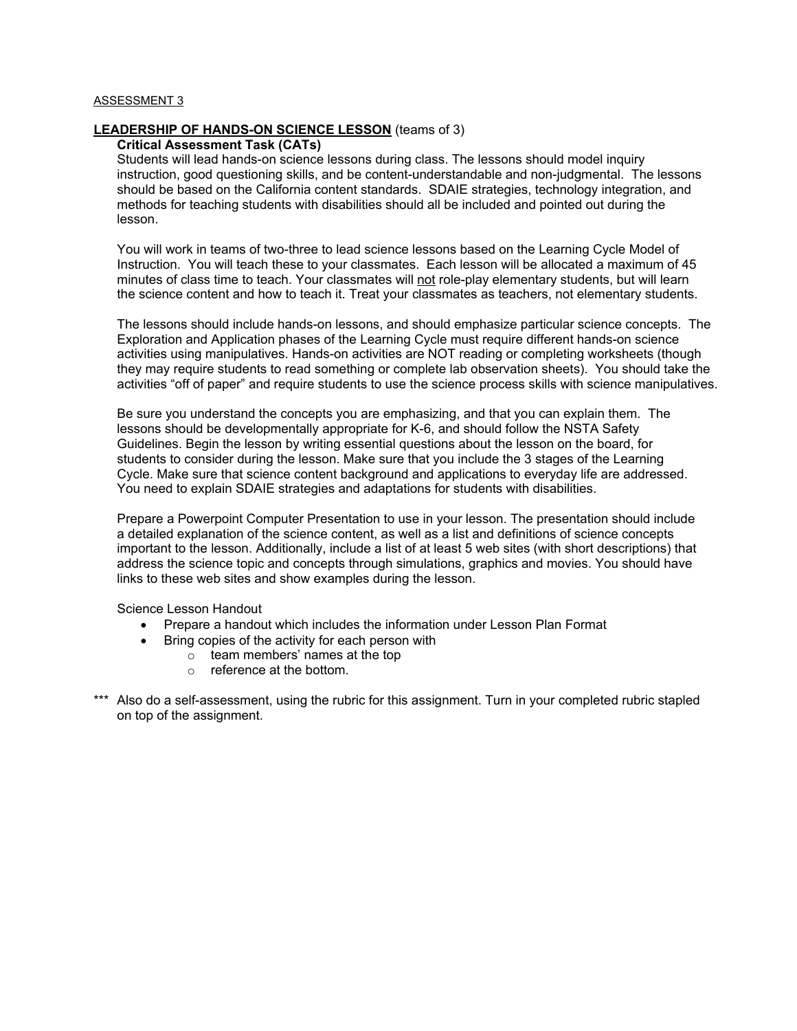ASSESSMENT 3

**LEADERSHIP OF HANDS-ON SCIENCE LESSON** (teams of 3)

**Critical Assessment Task (CATs)**

Students will lead hands-on science lessons during class. The lessons should model inquiry instruction, good questioning skills, and be content-understandable and non-judgmental. The lessons should be based on the California content standards. SDAIE strategies, technology integration, and methods for teaching students with disabilities should all be included and pointed out during the lesson.

You will work in teams of two-three to lead science lessons based on the Learning Cycle Model of Instruction. You will teach these to your classmates. Each lesson will be allocated a maximum of 45 minutes of class time to teach. Your classmates will not role-play elementary students, but will learn the science content and how to teach it. Treat your classmates as teachers, not elementary students.

The lessons should include hands-on lessons, and should emphasize particular science concepts. The Exploration and Application phases of the Learning Cycle must require different hands-on science activities using manipulatives. Hands-on activities are NOT reading or completing worksheets (though they may require students to read something or complete lab observation sheets). You should take the activities "off of paper" and require students to use the science process skills with science manipulatives.

Be sure you understand the concepts you are emphasizing, and that you can explain them. The lessons should be developmentally appropriate for K-6, and should follow the NSTA Safety Guidelines. Begin the lesson by writing essential questions about the lesson on the board, for students to consider during the lesson. Make sure that you include the 3 stages of the Learning Cycle. Make sure that science content background and applications to everyday life are addressed. You need to explain SDAIE strategies and adaptations for students with disabilities.

Prepare a Powerpoint Computer Presentation to use in your lesson. The presentation should include a detailed explanation of the science content, as well as a list and definitions of science concepts important to the lesson. Additionally, include a list of at least 5 web sites (with short descriptions) that address the science topic and concepts through simulations, graphics and movies. You should have links to these web sites and show examples during the lesson.

Science Lesson Handout

- Prepare a handout which includes the information under Lesson Plan Format
- Bring copies of the activity for each person with
    - team members' names at the top
    - reference at the bottom.

*** Also do a self-assessment, using the rubric for this assignment. Turn in your completed rubric stapled on top of the assignment.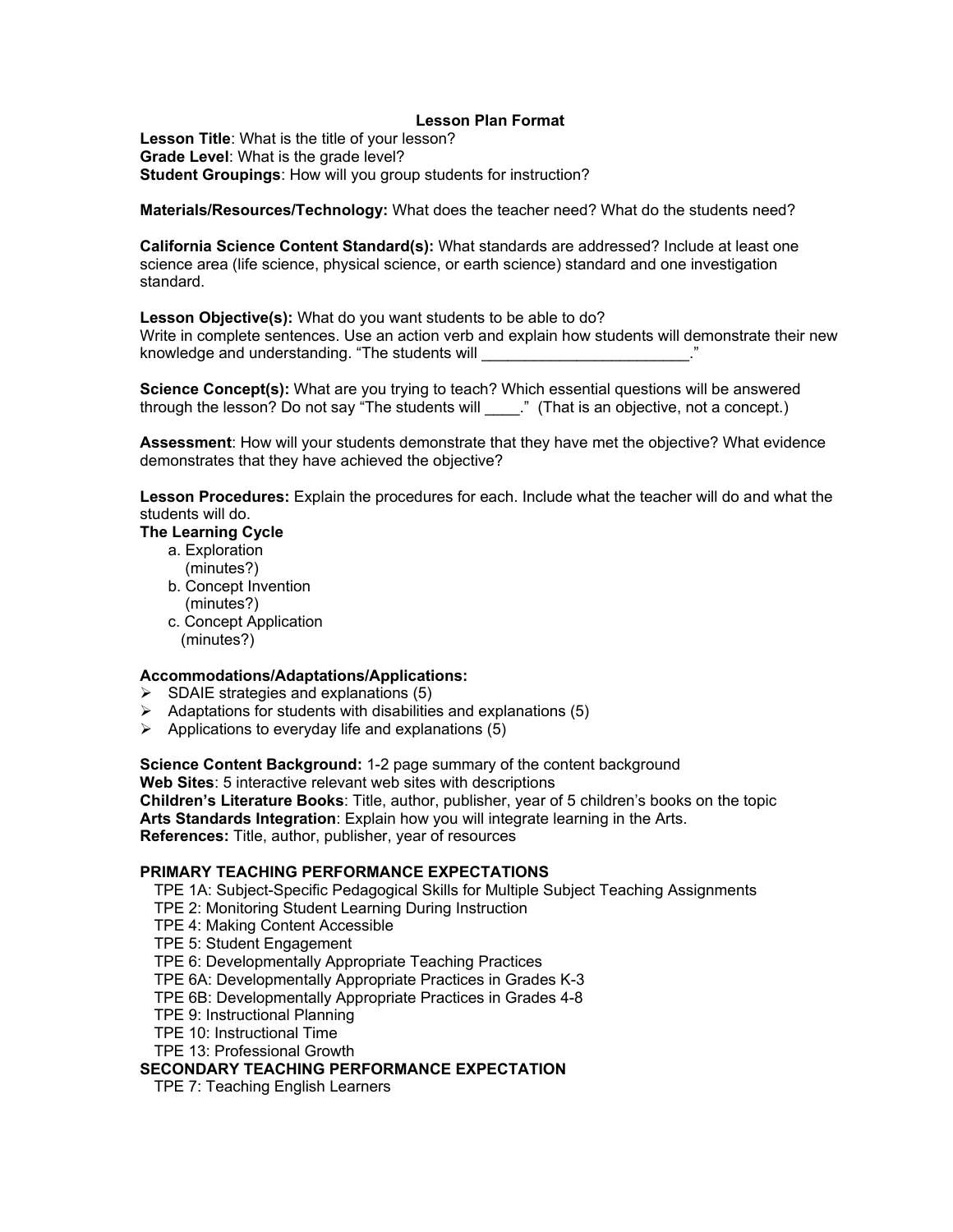# Lesson Plan Format

**Lesson Title**: What is the title of your lesson?
**Grade Level**: What is the grade level?
**Student Groupings**: How will you group students for instruction?

**Materials/Resources/Technology:** What does the teacher need? What do the students need?

**California Science Content Standard(s):** What standards are addressed? Include at least one science area (life science, physical science, or earth science) standard and one investigation standard.

**Lesson Objective(s):** What do you want students to be able to do?
Write in complete sentences. Use an action verb and explain how students will demonstrate their new knowledge and understanding. "The students will ________________________."

**Science Concept(s):** What are you trying to teach? Which essential questions will be answered through the lesson? Do not say "The students will ____." (That is an objective, not a concept.)

**Assessment**: How will your students demonstrate that they have met the objective? What evidence demonstrates that they have achieved the objective?

**Lesson Procedures:** Explain the procedures for each. Include what the teacher will do and what the students will do.

**The Learning Cycle**

a. Exploration
(minutes?)
b. Concept Invention
(minutes?)
c. Concept Application
(minutes?)

**Accommodations/Adaptations/Applications:**

- SDAIE strategies and explanations (5)
- Adaptations for students with disabilities and explanations (5)
- Applications to everyday life and explanations (5)

**Science Content Background:** 1-2 page summary of the content background
**Web Sites**: 5 interactive relevant web sites with descriptions
**Children's Literature Books**: Title, author, publisher, year of 5 children's books on the topic
**Arts Standards Integration**: Explain how you will integrate learning in the Arts.
**References:** Title, author, publisher, year of resources

**PRIMARY TEACHING PERFORMANCE EXPECTATIONS**

TPE 1A: Subject-Specific Pedagogical Skills for Multiple Subject Teaching Assignments
TPE 2: Monitoring Student Learning During Instruction
TPE 4: Making Content Accessible
TPE 5: Student Engagement
TPE 6: Developmentally Appropriate Teaching Practices
TPE 6A: Developmentally Appropriate Practices in Grades K-3
TPE 6B: Developmentally Appropriate Practices in Grades 4-8
TPE 9: Instructional Planning
TPE 10: Instructional Time
TPE 13: Professional Growth

**SECONDARY TEACHING PERFORMANCE EXPECTATION**

TPE 7: Teaching English Learners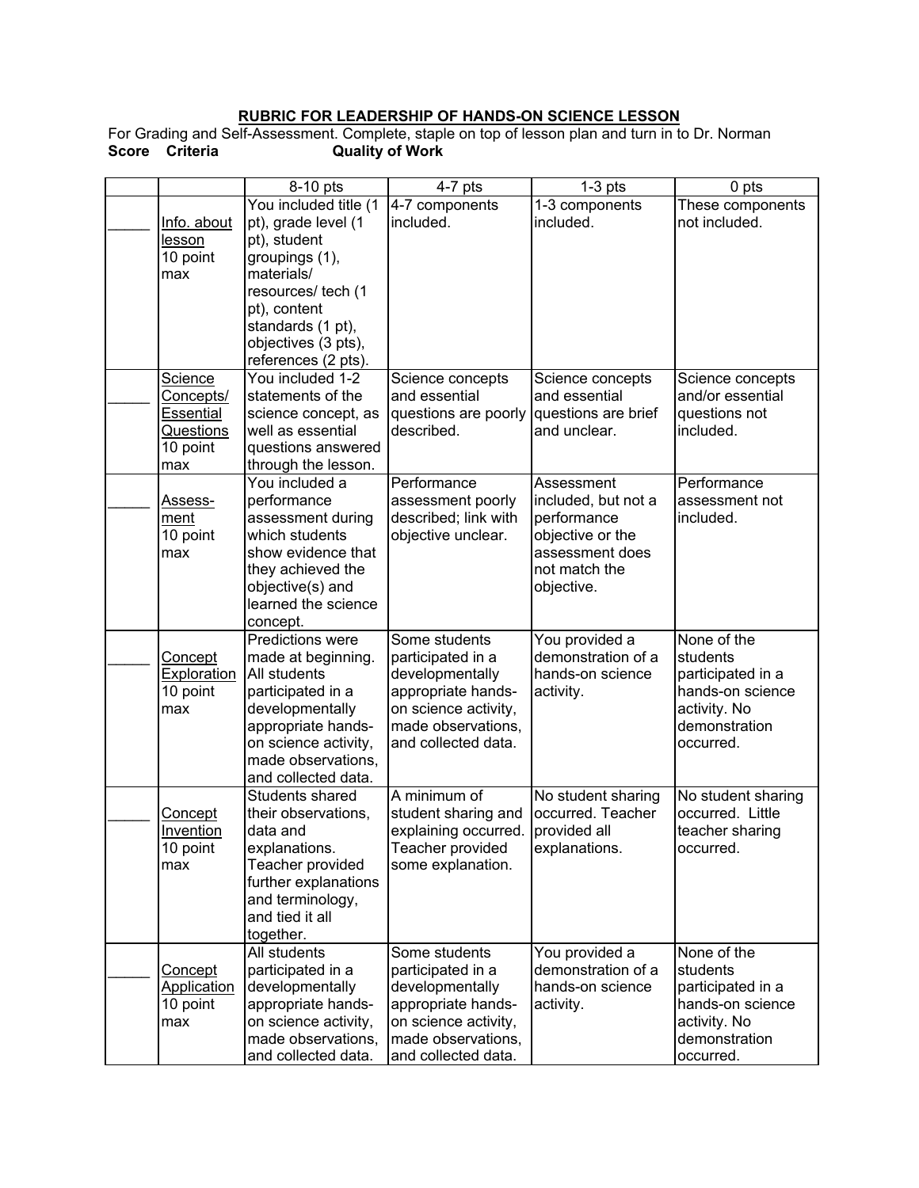**RUBRIC FOR LEADERSHIP OF HANDS-ON SCIENCE LESSON**

For Grading and Self-Assessment. Complete, staple on top of lesson plan and turn in to Dr. Norman

**Score Criteria Quality of Work**

| | | 8-10 pts | 4-7 pts | 1-3 pts | 0 pts |
|---|---|---|---|---|---|
| _____ | Info. about lesson 10 point max | You included title (1 pt), grade level (1 pt), student groupings (1), materials/ resources/ tech (1 pt), content standards (1 pt), objectives (3 pts), references (2 pts). | 4-7 components included. | 1-3 components included. | These components not included. |
| _____ | Science Concepts/ Essential Questions 10 point max | You included 1-2 statements of the science concept, as well as essential questions answered through the lesson. | Science concepts and essential questions are poorly described. | Science concepts and essential questions are brief and unclear. | Science concepts and/or essential questions not included. |
| _____ | Assess-ment 10 point max | You included a performance assessment during which students show evidence that they achieved the objective(s) and learned the science concept. | Performance assessment poorly described; link with objective unclear. | Assessment included, but not a performance objective or the assessment does not match the objective. | Performance assessment not included. |
| _____ | Concept Exploration 10 point max | Predictions were made at beginning. All students participated in a developmentally appropriate hands-on science activity, made observations, and collected data. | Some students participated in a developmentally appropriate hands-on science activity, made observations, and collected data. | You provided a demonstration of a hands-on science activity. | None of the students participated in a hands-on science activity. No demonstration occurred. |
| _____ | Concept Invention 10 point max | Students shared their observations, data and explanations. Teacher provided further explanations and terminology, and tied it all together. | A minimum of student sharing and explaining occurred. Teacher provided some explanation. | No student sharing occurred. Teacher provided all explanations. | No student sharing occurred. Little teacher sharing occurred. |
| _____ | Concept Application 10 point max | All students participated in a developmentally appropriate hands-on science activity, made observations, and collected data. | Some students participated in a developmentally appropriate hands-on science activity, made observations, and collected data. | You provided a demonstration of a hands-on science activity. | None of the students participated in a hands-on science activity. No demonstration occurred. |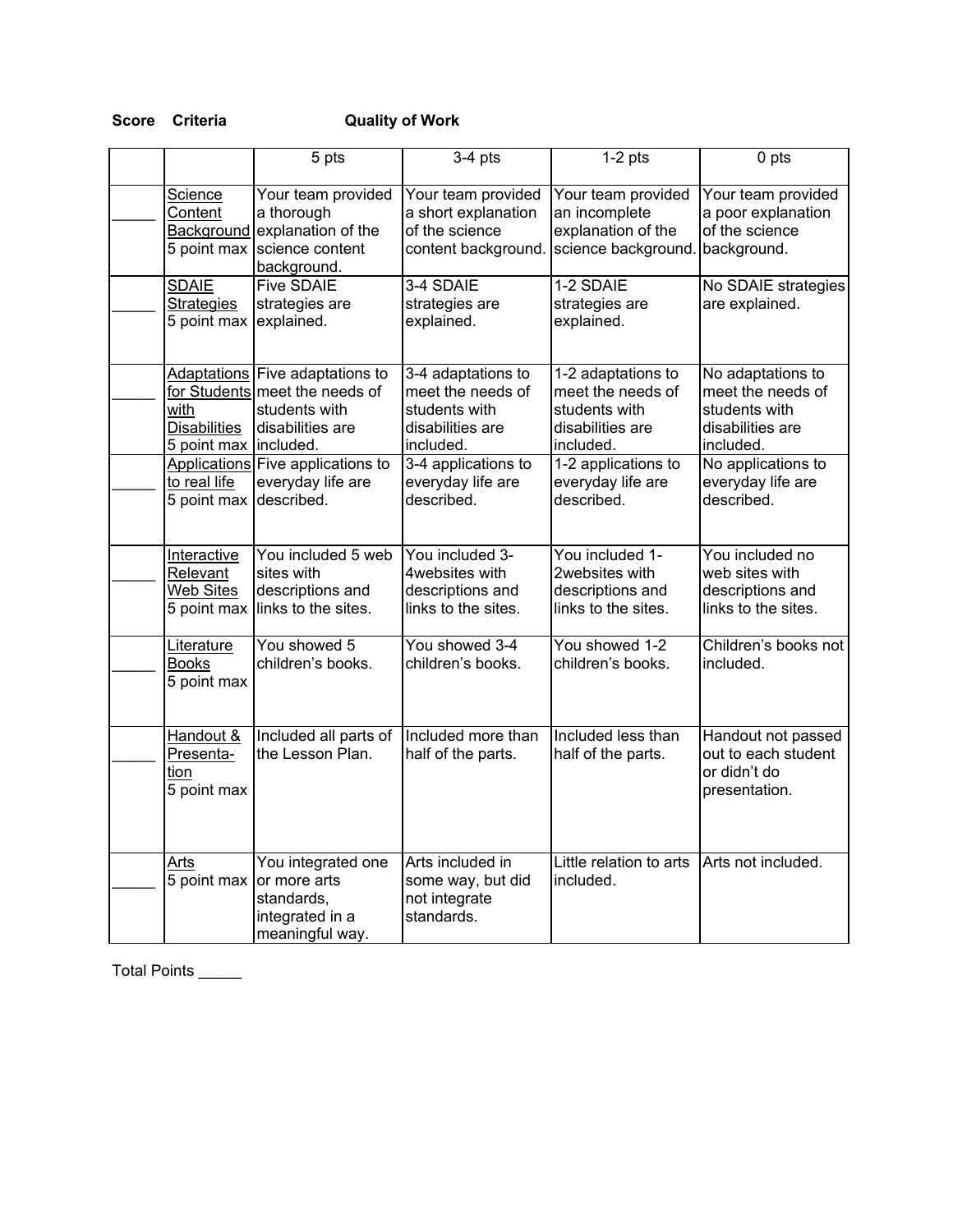**Score Criteria Quality of Work**

| | | 5 pts | 3-4 pts | 1-2 pts | 0 pts |
|---|---|---|---|---|---|
| _____ | Science Content Background 5 point max | Your team provided a thorough explanation of the science content background. | Your team provided a short explanation of the science content background. | Your team provided an incomplete explanation of the science background. | Your team provided a poor explanation of the science background. |
| _____ | SDAIE Strategies 5 point max | Five SDAIE strategies are explained. | 3-4 SDAIE strategies are explained. | 1-2 SDAIE strategies are explained. | No SDAIE strategies are explained. |
| _____ | Adaptations for Students with Disabilities 5 point max | Five adaptations to meet the needs of students with disabilities are included. | 3-4 adaptations to meet the needs of students with disabilities are included. | 1-2 adaptations to meet the needs of students with disabilities are included. | No adaptations to meet the needs of students with disabilities are included. |
| _____ | Applications to real life 5 point max | Five applications to everyday life are described. | 3-4 applications to everyday life are described. | 1-2 applications to everyday life are described. | No applications to everyday life are described. |
| _____ | Interactive Relevant Web Sites 5 point max | You included 5 web sites with descriptions and links to the sites. | You included 3-4websites with descriptions and links to the sites. | You included 1-2websites with descriptions and links to the sites. | You included no web sites with descriptions and links to the sites. |
| _____ | Literature Books 5 point max | You showed 5 children's books. | You showed 3-4 children's books. | You showed 1-2 children's books. | Children's books not included. |
| _____ | Handout & Presenta-tion 5 point max | Included all parts of the Lesson Plan. | Included more than half of the parts. | Included less than half of the parts. | Handout not passed out to each student or didn't do presentation. |
| _____ | Arts 5 point max | You integrated one or more arts standards, integrated in a meaningful way. | Arts included in some way, but did not integrate standards. | Little relation to arts included. | Arts not included. |

Total Points _____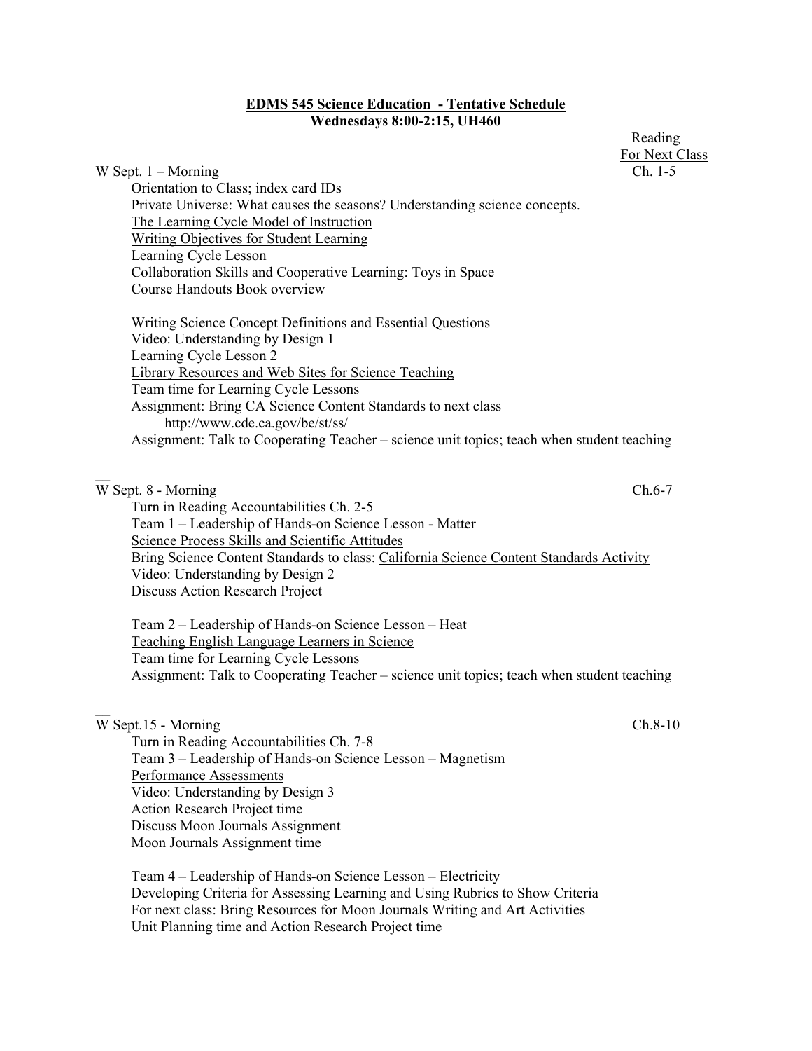**EDMS 545 Science Education - Tentative Schedule**
**Wednesdays 8:00-2:15, UH460**

Reading For Next Class

W Sept. 1 – Morning — Reading for next class: Ch. 1-5

- Orientation to Class; index card IDs
- Private Universe: What causes the seasons? Understanding science concepts.
- The Learning Cycle Model of Instruction
- Writing Objectives for Student Learning
- Learning Cycle Lesson
- Collaboration Skills and Cooperative Learning: Toys in Space
- Course Handouts Book overview

- Writing Science Concept Definitions and Essential Questions
- Video: Understanding by Design 1
- Learning Cycle Lesson 2
- Library Resources and Web Sites for Science Teaching
- Team time for Learning Cycle Lessons
- Assignment: Bring CA Science Content Standards to next class
  http://www.cde.ca.gov/be/st/ss/
- Assignment: Talk to Cooperating Teacher – science unit topics; teach when student teaching

W Sept. 8 - Morning — Reading for next class: Ch.6-7

- Turn in Reading Accountabilities Ch. 2-5
- Team 1 – Leadership of Hands-on Science Lesson - Matter
- Science Process Skills and Scientific Attitudes
- Bring Science Content Standards to class: California Science Content Standards Activity
- Video: Understanding by Design 2
- Discuss Action Research Project

- Team 2 – Leadership of Hands-on Science Lesson – Heat
- Teaching English Language Learners in Science
- Team time for Learning Cycle Lessons
- Assignment: Talk to Cooperating Teacher – science unit topics; teach when student teaching

W Sept.15 - Morning — Reading for next class: Ch.8-10

- Turn in Reading Accountabilities Ch. 7-8
- Team 3 – Leadership of Hands-on Science Lesson – Magnetism
- Performance Assessments
- Video: Understanding by Design 3
- Action Research Project time
- Discuss Moon Journals Assignment
- Moon Journals Assignment time

- Team 4 – Leadership of Hands-on Science Lesson – Electricity
- Developing Criteria for Assessing Learning and Using Rubrics to Show Criteria
- For next class: Bring Resources for Moon Journals Writing and Art Activities
- Unit Planning time and Action Research Project time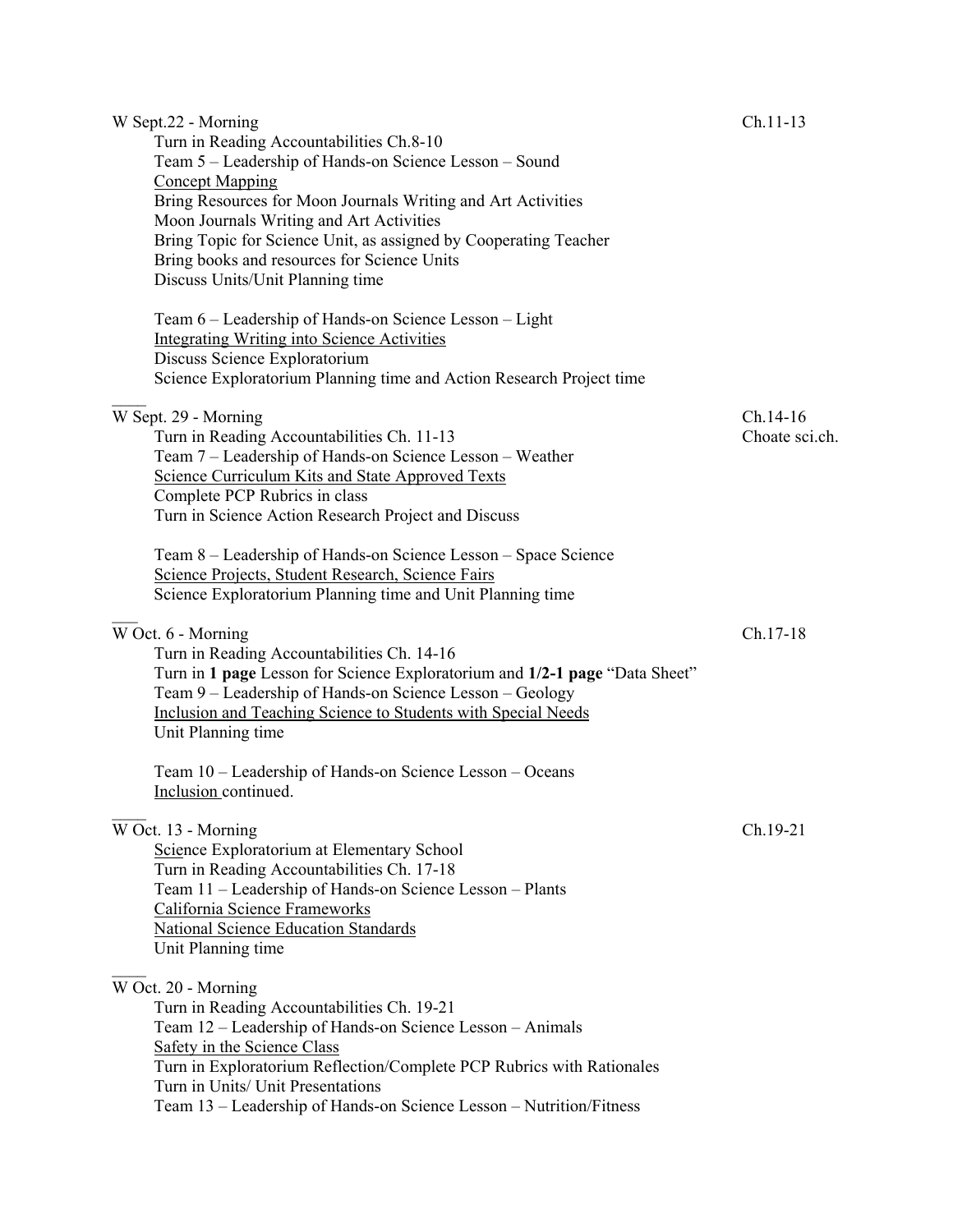W Sept.22 - Morning — Ch.11-13

Turn in Reading Accountabilities Ch.8-10
Team 5 – Leadership of Hands-on Science Lesson – Sound
<u>Concept Mapping</u>
Bring Resources for Moon Journals Writing and Art Activities
Moon Journals Writing and Art Activities
Bring Topic for Science Unit, as assigned by Cooperating Teacher
Bring books and resources for Science Units
Discuss Units/Unit Planning time

Team 6 – Leadership of Hands-on Science Lesson – Light
<u>Integrating Writing into Science Activities</u>
Discuss Science Exploratorium
Science Exploratorium Planning time and Action Research Project time

---

W Sept. 29 - Morning — Ch.14-16, Choate sci.ch.

Turn in Reading Accountabilities Ch. 11-13
Team 7 – Leadership of Hands-on Science Lesson – Weather
<u>Science Curriculum Kits and State Approved Texts</u>
Complete PCP Rubrics in class
Turn in Science Action Research Project and Discuss

Team 8 – Leadership of Hands-on Science Lesson – Space Science
<u>Science Projects, Student Research, Science Fairs</u>
Science Exploratorium Planning time and Unit Planning time

---

W Oct. 6 - Morning — Ch.17-18

Turn in Reading Accountabilities Ch. 14-16
Turn in **1 page** Lesson for Science Exploratorium and **1/2-1 page** "Data Sheet"
Team 9 – Leadership of Hands-on Science Lesson – Geology
<u>Inclusion and Teaching Science to Students with Special Needs</u>
Unit Planning time

Team 10 – Leadership of Hands-on Science Lesson – Oceans
<u>Inclusion</u> continued.

---

W Oct. 13 - Morning — Ch.19-21

Science Exploratorium at Elementary School
Turn in Reading Accountabilities Ch. 17-18
Team 11 – Leadership of Hands-on Science Lesson – Plants
<u>California Science Frameworks</u>
<u>National Science Education Standards</u>
Unit Planning time

---

W Oct. 20 - Morning

Turn in Reading Accountabilities Ch. 19-21
Team 12 – Leadership of Hands-on Science Lesson – Animals
<u>Safety in the Science Class</u>
Turn in Exploratorium Reflection/Complete PCP Rubrics with Rationales
Turn in Units/ Unit Presentations
Team 13 – Leadership of Hands-on Science Lesson – Nutrition/Fitness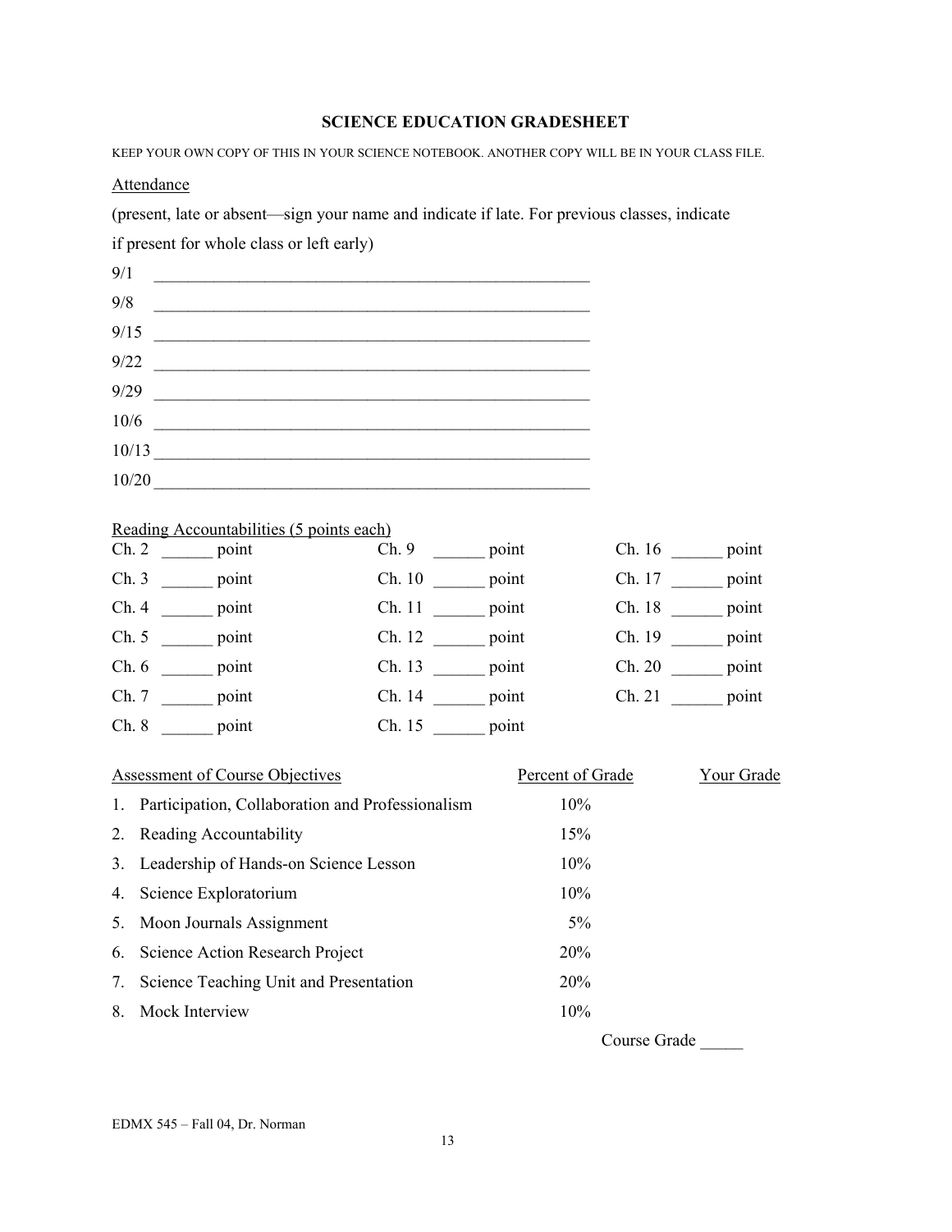## SCIENCE EDUCATION GRADESHEET

KEEP YOUR OWN COPY OF THIS IN YOUR SCIENCE NOTEBOOK. ANOTHER COPY WILL BE IN YOUR CLASS FILE.

Attendance

(present, late or absent—sign your name and indicate if late. For previous classes, indicate if present for whole class or left early)

9/1 ____________________________________________________

9/8 ____________________________________________________

9/15 ____________________________________________________

9/22 ____________________________________________________

9/29 ____________________________________________________

10/6 ____________________________________________________

10/13 ____________________________________________________

10/20 ____________________________________________________

Reading Accountabilities (5 points each)

| | | |
|---|---|---|
| Ch. 2 ______ point | Ch. 9 ______ point | Ch. 16 ______ point |
| Ch. 3 ______ point | Ch. 10 ______ point | Ch. 17 ______ point |
| Ch. 4 ______ point | Ch. 11 ______ point | Ch. 18 ______ point |
| Ch. 5 ______ point | Ch. 12 ______ point | Ch. 19 ______ point |
| Ch. 6 ______ point | Ch. 13 ______ point | Ch. 20 ______ point |
| Ch. 7 ______ point | Ch. 14 ______ point | Ch. 21 ______ point |
| Ch. 8 ______ point | Ch. 15 ______ point | |

| Assessment of Course Objectives | Percent of Grade | Your Grade |
|---|---|---|
| 1. Participation, Collaboration and Professionalism | 10% | |
| 2. Reading Accountability | 15% | |
| 3. Leadership of Hands-on Science Lesson | 10% | |
| 4. Science Exploratorium | 10% | |
| 5. Moon Journals Assignment | 5% | |
| 6. Science Action Research Project | 20% | |
| 7. Science Teaching Unit and Presentation | 20% | |
| 8. Mock Interview | 10% | |

Course Grade _____

EDMX 545 – Fall 04, Dr. Norman